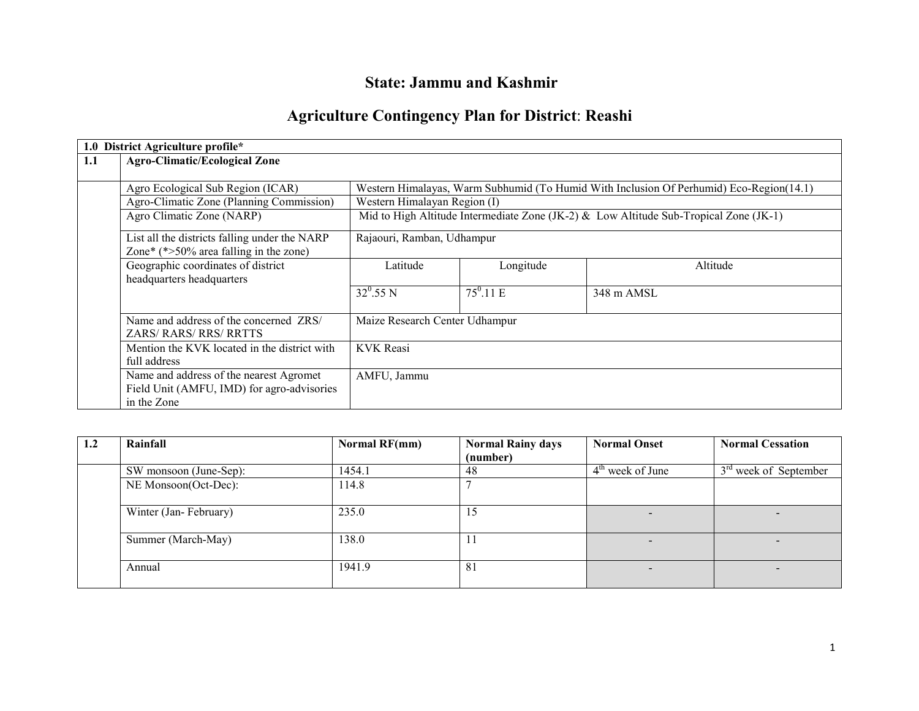# State: Jammu and Kashmir

## Agriculture Contingency Plan for District: Reashi

| 1.0 District Agriculture profile* | | | | |
|---|---|---|---|---|
| 1.1 | Agro-Climatic/Ecological Zone | | | |
| | Agro Ecological Sub Region (ICAR) | Western Himalayas, Warm Subhumid (To Humid With Inclusion Of Perhumid) Eco-Region(14.1) | | |
| | Agro-Climatic Zone (Planning Commission) | Western Himalayan Region (I) | | |
| | Agro Climatic Zone (NARP) | Mid to High Altitude Intermediate Zone (JK-2) & Low Altitude Sub-Tropical Zone (JK-1) | | |
| | List all the districts falling under the NARP Zone* (*>50% area falling in the zone) | Rajaouri, Ramban, Udhampur | | |
| | Geographic coordinates of district headquarters headquarters | Latitude | Longitude | Altitude |
| | | $32^0$.55 N | $75^0$.11 E | 348 m AMSL |
| | Name and address of the concerned ZRS/ ZARS/ RARS/ RRS/ RRTTS | Maize Research Center Udhampur | | |
| | Mention the KVK located in the district with full address | KVK Reasi | | |
| | Name and address of the nearest Agromet Field Unit (AMFU, IMD) for agro-advisories in the Zone | AMFU, Jammu | | |

| 1.2 | Rainfall | Normal RF(mm) | Normal Rainy days (number) | Normal Onset | Normal Cessation |
|---|---|---|---|---|---|
| | SW monsoon (June-Sep): | 1454.1 | 48 | 4th week of June | 3rd week of September |
| | NE Monsoon(Oct-Dec): | 114.8 | 7 | | |
| | Winter (Jan- February) | 235.0 | 15 | - | - |
| | Summer (March-May) | 138.0 | 11 | - | - |
| | Annual | 1941.9 | 81 | - | - |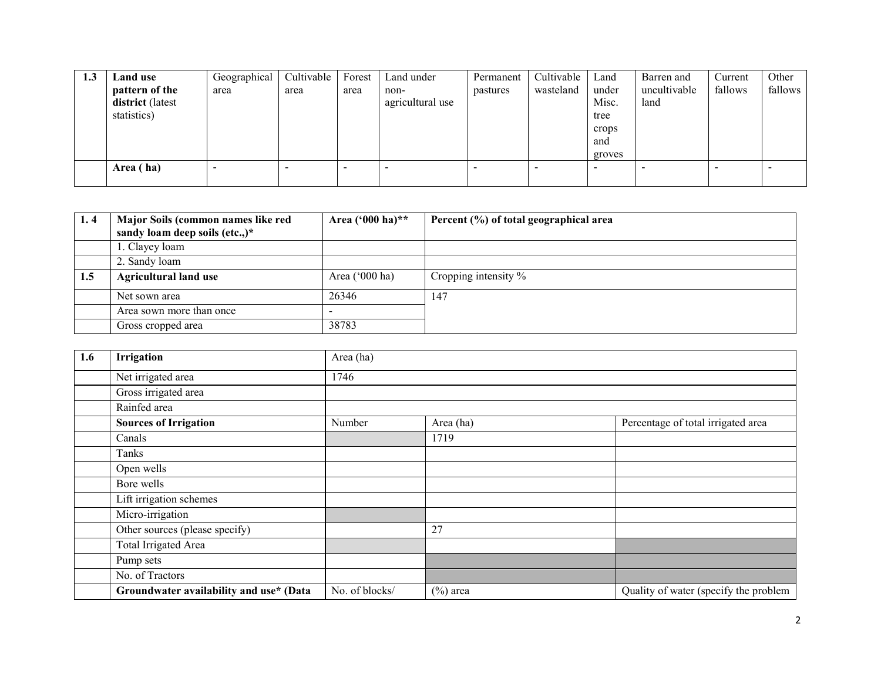| 1.3 | Land use pattern of the district (latest statistics) | Geographical area | Cultivable area | Forest area | Land under non-agricultural use | Permanent pastures | Cultivable wasteland | Land under Misc. tree crops and groves | Barren and uncultivable land | Current fallows | Other fallows |
|---|---|---|---|---|---|---|---|---|---|---|---|
| | **Area ( ha)** | - | - | - | - | - | - | - | - | - | - |

| **1. 4** | **Major Soils (common names like red sandy loam deep soils (etc.,)*** | **Area ('000 ha)**** | **Percent (%) of total geographical area** |
|---|---|---|---|
| | 1. Clayey loam | | |
| | 2. Sandy loam | | |
| **1.5** | **Agricultural land use** | Area ('000 ha) | Cropping intensity % |
| | Net sown area | 26346 | 147 |
| | Area sown more than once | - | |
| | Gross cropped area | 38783 | |

| **1.6** | **Irrigation** | Area (ha) | | |
|---|---|---|---|---|
| | Net irrigated area | 1746 | | |
| | Gross irrigated area | | | |
| | Rainfed area | | | |
| | **Sources of Irrigation** | Number | Area (ha) | Percentage of total irrigated area |
| | Canals | | 1719 | |
| | Tanks | | | |
| | Open wells | | | |
| | Bore wells | | | |
| | Lift irrigation schemes | | | |
| | Micro-irrigation | | | |
| | Other sources (please specify) | | 27 | |
| | Total Irrigated Area | | | |
| | Pump sets | | | |
| | No. of Tractors | | | |
| | **Groundwater availability and use* (Data** | No. of blocks/ | (%) area | Quality of water (specify the problem |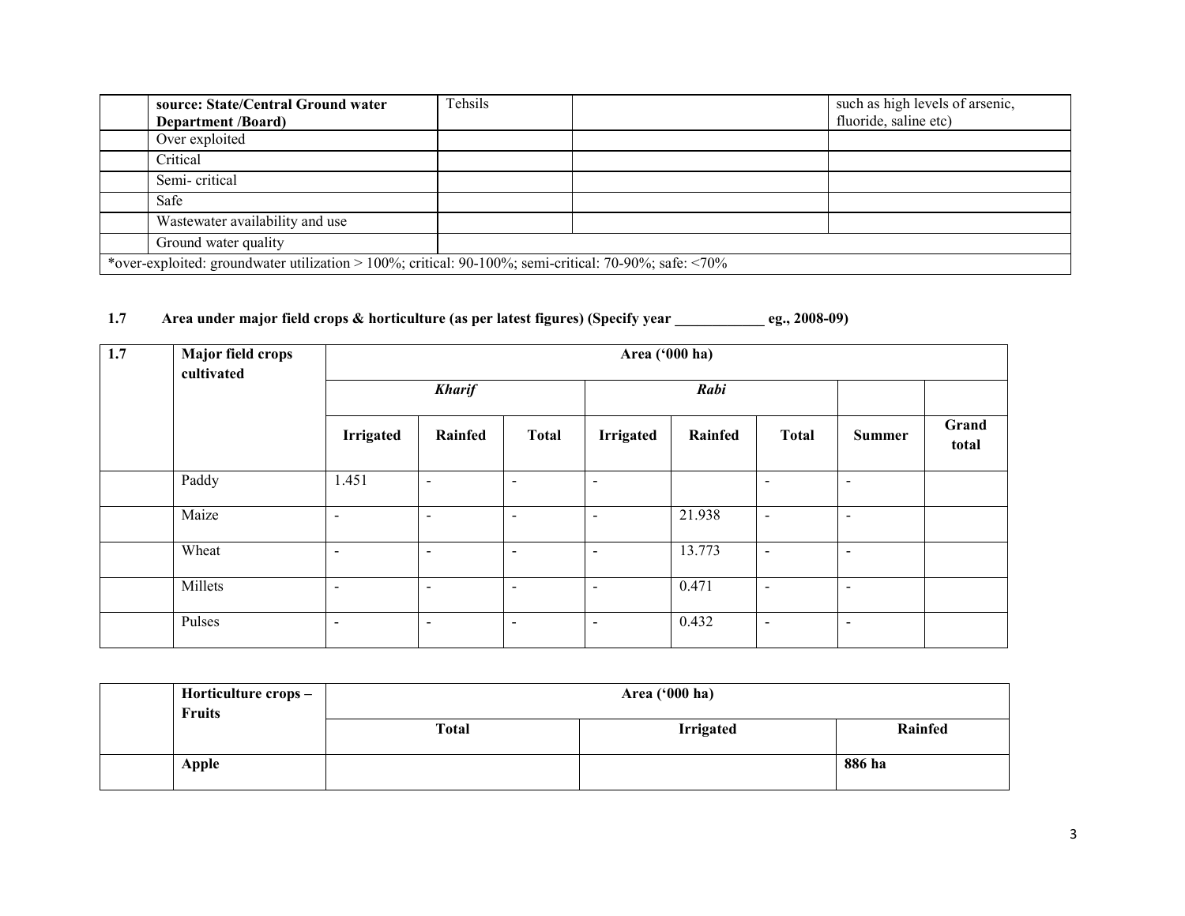| | source: State/Central Ground water Department /Board) | Tehsils | | such as high levels of arsenic, fluoride, saline etc) |
|---|---|---|---|---|
| | Over exploited | | | |
| | Critical | | | |
| | Semi- critical | | | |
| | Safe | | | |
| | Wastewater availability and use | | | |
| | Ground water quality | | | |
| *over-exploited: groundwater utilization > 100%; critical: 90-100%; semi-critical: 70-90%; safe: <70% | | | | |

**1.7 Area under major field crops & horticulture (as per latest figures) (Specify year ____________ eg., 2008-09)**

| 1.7 | Major field crops cultivated | Area ('000 ha) | | | | | | | |
|---|---|---|---|---|---|---|---|---|---|
| | | *Kharif* | | | *Rabi* | | | | |
| | | Irrigated | Rainfed | Total | Irrigated | Rainfed | Total | Summer | Grand total |
| | Paddy | 1.451 | - | - | - | | - | - | |
| | Maize | - | - | - | - | 21.938 | - | - | |
| | Wheat | - | - | - | - | 13.773 | - | - | |
| | Millets | - | - | - | - | 0.471 | - | - | |
| | Pulses | - | - | - | - | 0.432 | - | - | |

| | Horticulture crops – Fruits | Area ('000 ha) | | |
|---|---|---|---|---|
| | | Total | Irrigated | Rainfed |
| | **Apple** | | | **886 ha** |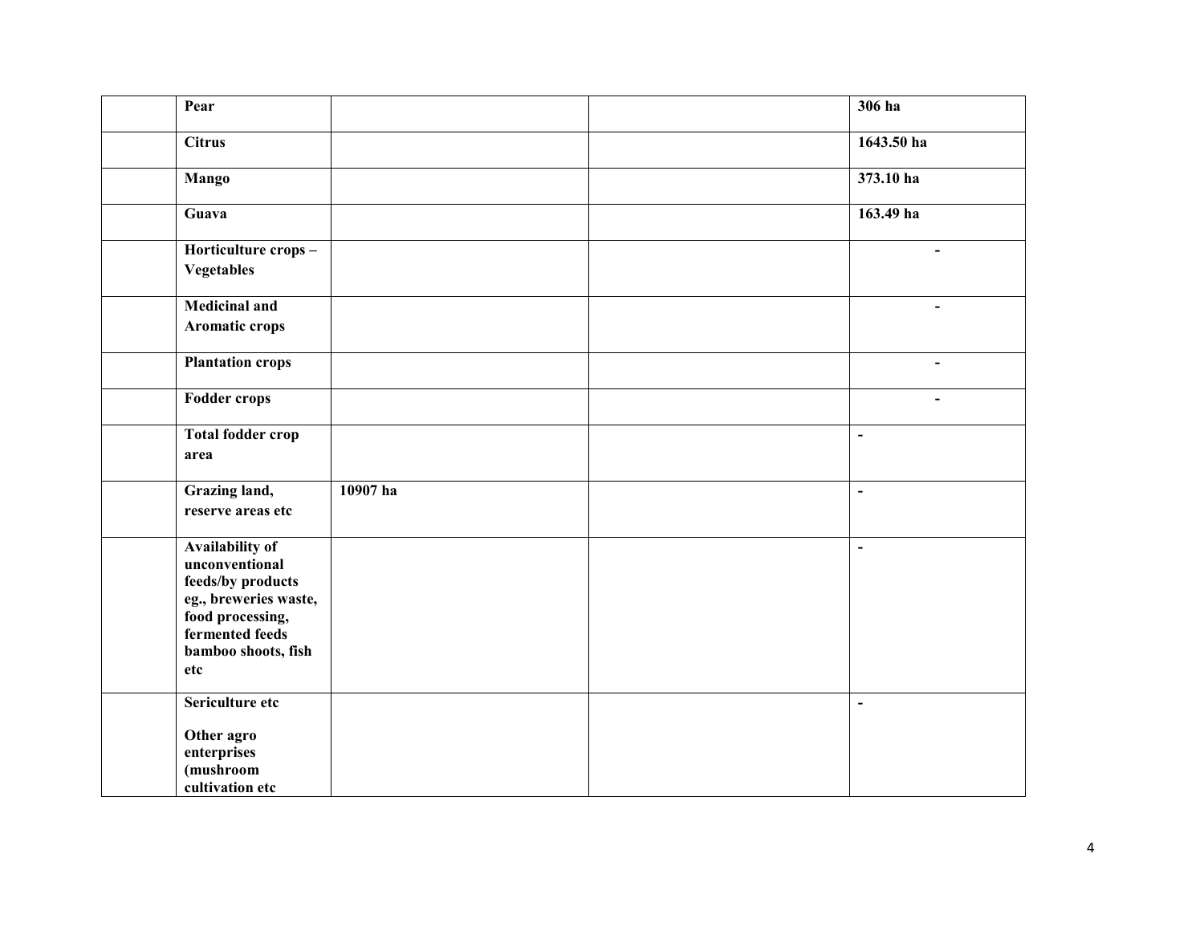| | | | | |
|---|---|---|---|---|
| | **Pear** | | | **306 ha** |
| | **Citrus** | | | **1643.50 ha** |
| | **Mango** | | | **373.10 ha** |
| | **Guava** | | | **163.49 ha** |
| | **Horticulture crops – Vegetables** | | | **-** |
| | **Medicinal and Aromatic crops** | | | **-** |
| | **Plantation crops** | | | **-** |
| | **Fodder crops** | | | **-** |
| | **Total fodder crop area** | | | **-** |
| | **Grazing land, reserve areas etc** | **10907 ha** | | **-** |
| | **Availability of unconventional feeds/by products eg., breweries waste, food processing, fermented feeds bamboo shoots, fish etc** | | | **-** |
| | **Sericulture etc**<br><br>**Other agro enterprises (mushroom cultivation etc** | | | **-** |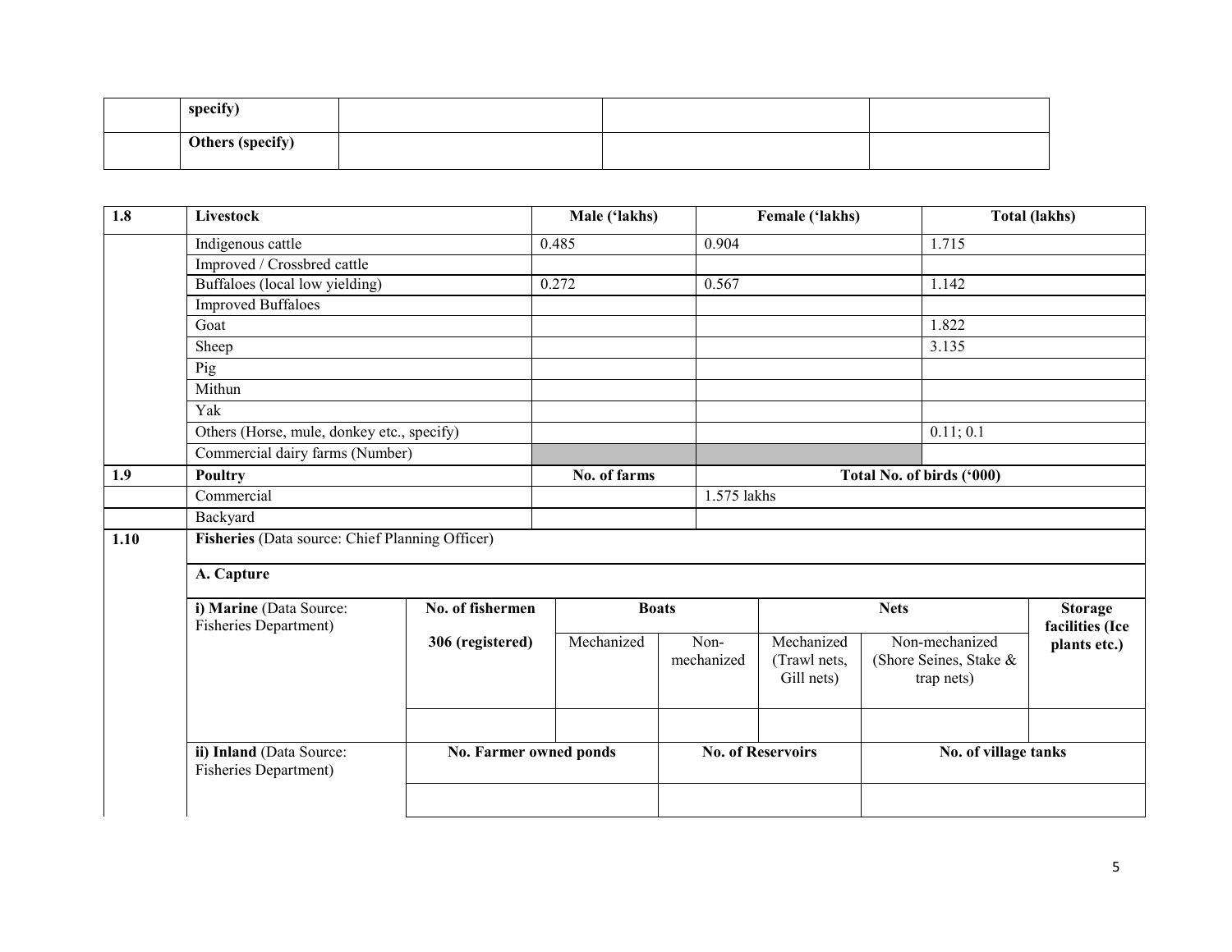|  | specify) |  |  |  |
|---|---|---|---|---|
|  | **Others (specify)** |  |  |  |

| 1.8 | Livestock | Male ('lakhs) | Female ('lakhs) | Total (lakhs) |
|---|---|---|---|---|
|  | Indigenous cattle | 0.485 | 0.904 | 1.715 |
|  | Improved / Crossbred cattle |  |  |  |
|  | Buffaloes (local low yielding) | 0.272 | 0.567 | 1.142 |
|  | Improved Buffaloes |  |  |  |
|  | Goat |  |  | 1.822 |
|  | Sheep |  |  | 3.135 |
|  | Pig |  |  |  |
|  | Mithun |  |  |  |
|  | Yak |  |  |  |
|  | Others (Horse, mule, donkey etc., specify) |  |  | 0.11; 0.1 |
|  | Commercial dairy farms (Number) |  |  |  |
| **1.9** | **Poultry** | **No. of farms** | **Total No. of birds ('000)** |  |
|  | Commercial |  | 1.575 lakhs |  |
|  | Backyard |  |  |  |

| 1.10 | **Fisheries** (Data source: Chief Planning Officer) | | | | | | |
|---|---|---|---|---|---|---|---|
|  | **A. Capture** | | | | | | |
|  | **i) Marine** (Data Source: Fisheries Department) | **No. of fishermen** | **Boats** |  | **Nets** |  | **Storage facilities (Ice plants etc.)** |
|  |  | **306 (registered)** | Mechanized | Non-mechanized | Mechanized (Trawl nets, Gill nets) | Non-mechanized (Shore Seines, Stake & trap nets) |  |
|  |  |  |  |  |  |  |  |
|  | **ii) Inland** (Data Source: Fisheries Department) | **No. Farmer owned ponds** |  | **No. of Reservoirs** |  | **No. of village tanks** |  |
|  |  |  |  |  |  |  |  |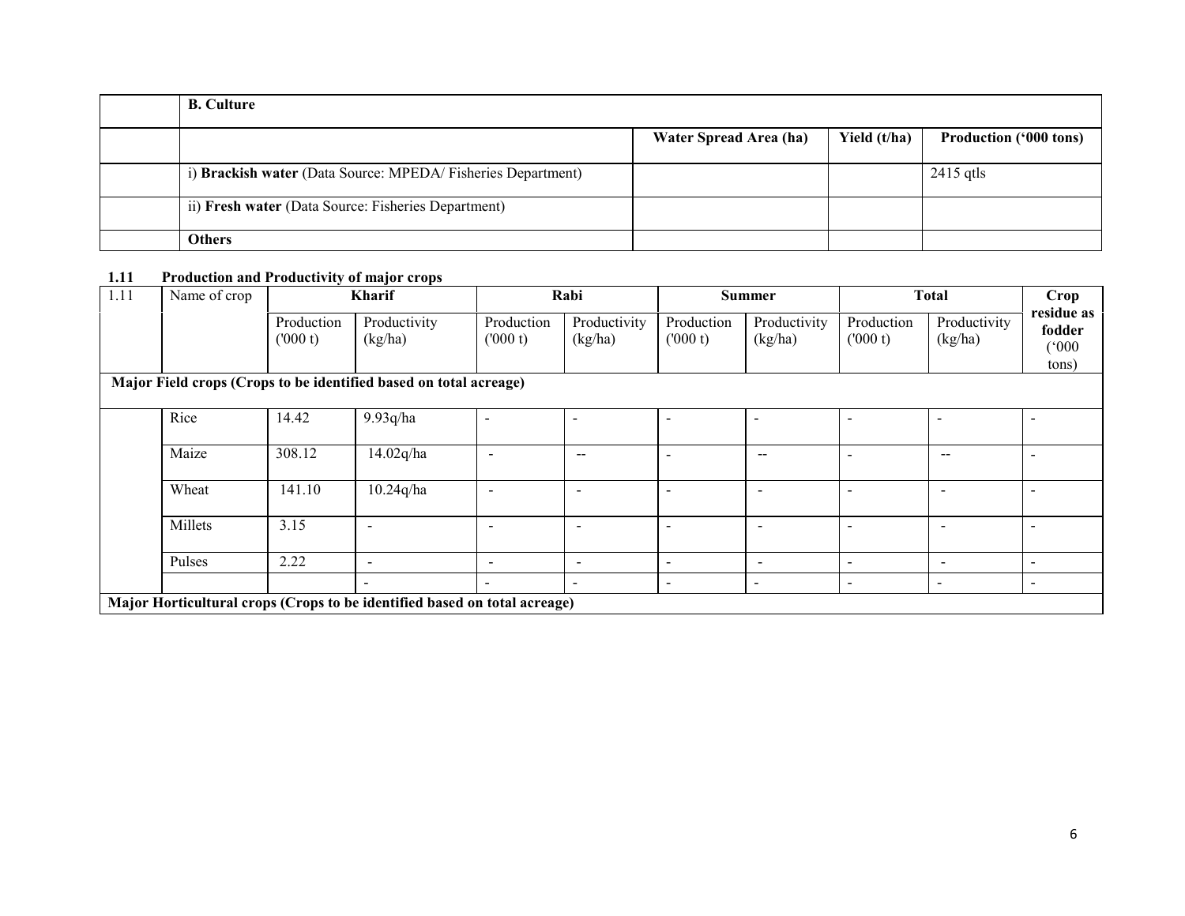| | **B. Culture** | | | |
|---|---|---|---|---|
| | | **Water Spread Area (ha)** | **Yield (t/ha)** | **Production ('000 tons)** |
| | i) **Brackish water** (Data Source: MPEDA/ Fisheries Department) | | | 2415 qtls |
| | ii) **Fresh water** (Data Source: Fisheries Department) | | | |
| | **Others** | | | |

**1.11 Production and Productivity of major crops**

| 1.11 | Name of crop | **Kharif** | | **Rabi** | | **Summer** | | **Total** | | **Crop residue as fodder ('000 tons)** |
|---|---|---|---|---|---|---|---|---|---|---|
| | | Production ('000 t) | Productivity (kg/ha) | Production ('000 t) | Productivity (kg/ha) | Production ('000 t) | Productivity (kg/ha) | Production ('000 t) | Productivity (kg/ha) | |
| **Major Field crops (Crops to be identified based on total acreage)** | | | | | | | | | | |
| | Rice | 14.42 | 9.93q/ha | - | - | - | - | - | - | - |
| | Maize | 308.12 | 14.02q/ha | - | -- | - | -- | - | -- | - |
| | Wheat | 141.10 | 10.24q/ha | - | - | - | - | - | - | - |
| | Millets | 3.15 | - | - | - | - | - | - | - | - |
| | Pulses | 2.22 | - | - | - | - | - | - | - | - |
| | | | - | - | - | - | - | - | - | - |
| **Major Horticultural crops (Crops to be identified based on total acreage)** | | | | | | | | | | |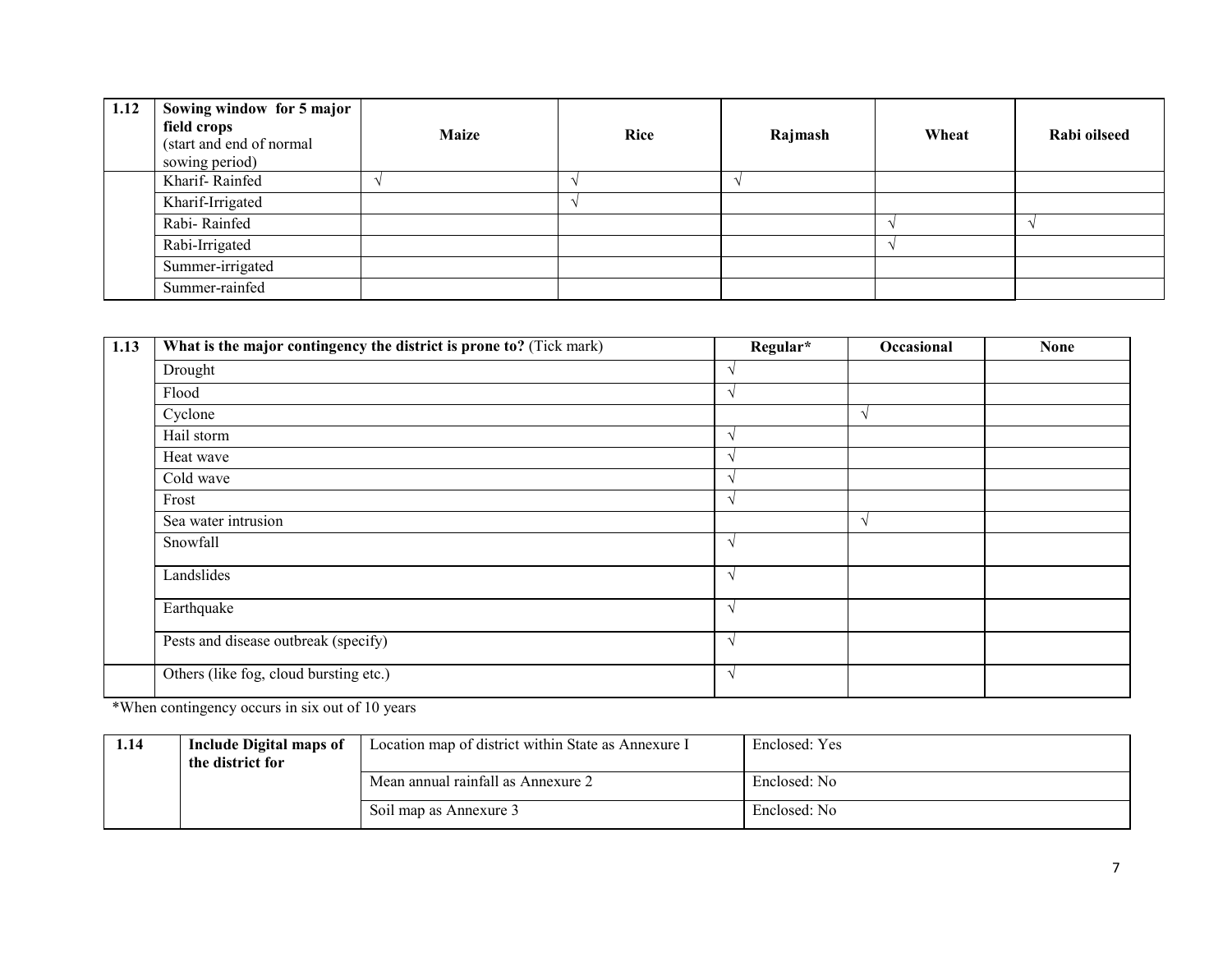| 1.12 | Sowing window for 5 major field crops (start and end of normal sowing period) | Maize | Rice | Rajmash | Wheat | Rabi oilseed |
|---|---|---|---|---|---|---|
| | Kharif- Rainfed | √ | √ | √ | | |
| | Kharif-Irrigated | | √ | | | |
| | Rabi- Rainfed | | | | √ | √ |
| | Rabi-Irrigated | | | | √ | |
| | Summer-irrigated | | | | | |
| | Summer-rainfed | | | | | |

| 1.13 | What is the major contingency the district is prone to? (Tick mark) | Regular* | Occasional | None |
|---|---|---|---|---|
| | Drought | √ | | |
| | Flood | √ | | |
| | Cyclone | | √ | |
| | Hail storm | √ | | |
| | Heat wave | √ | | |
| | Cold wave | √ | | |
| | Frost | √ | | |
| | Sea water intrusion | | √ | |
| | Snowfall | √ | | |
| | Landslides | √ | | |
| | Earthquake | √ | | |
| | Pests and disease outbreak (specify) | √ | | |
| | Others (like fog, cloud bursting etc.) | √ | | |

*When contingency occurs in six out of 10 years

| 1.14 | Include Digital maps of the district for | Location map of district within State as Annexure I | Enclosed: Yes |
|---|---|---|---|
| | | Mean annual rainfall as Annexure 2 | Enclosed: No |
| | | Soil map as Annexure 3 | Enclosed: No |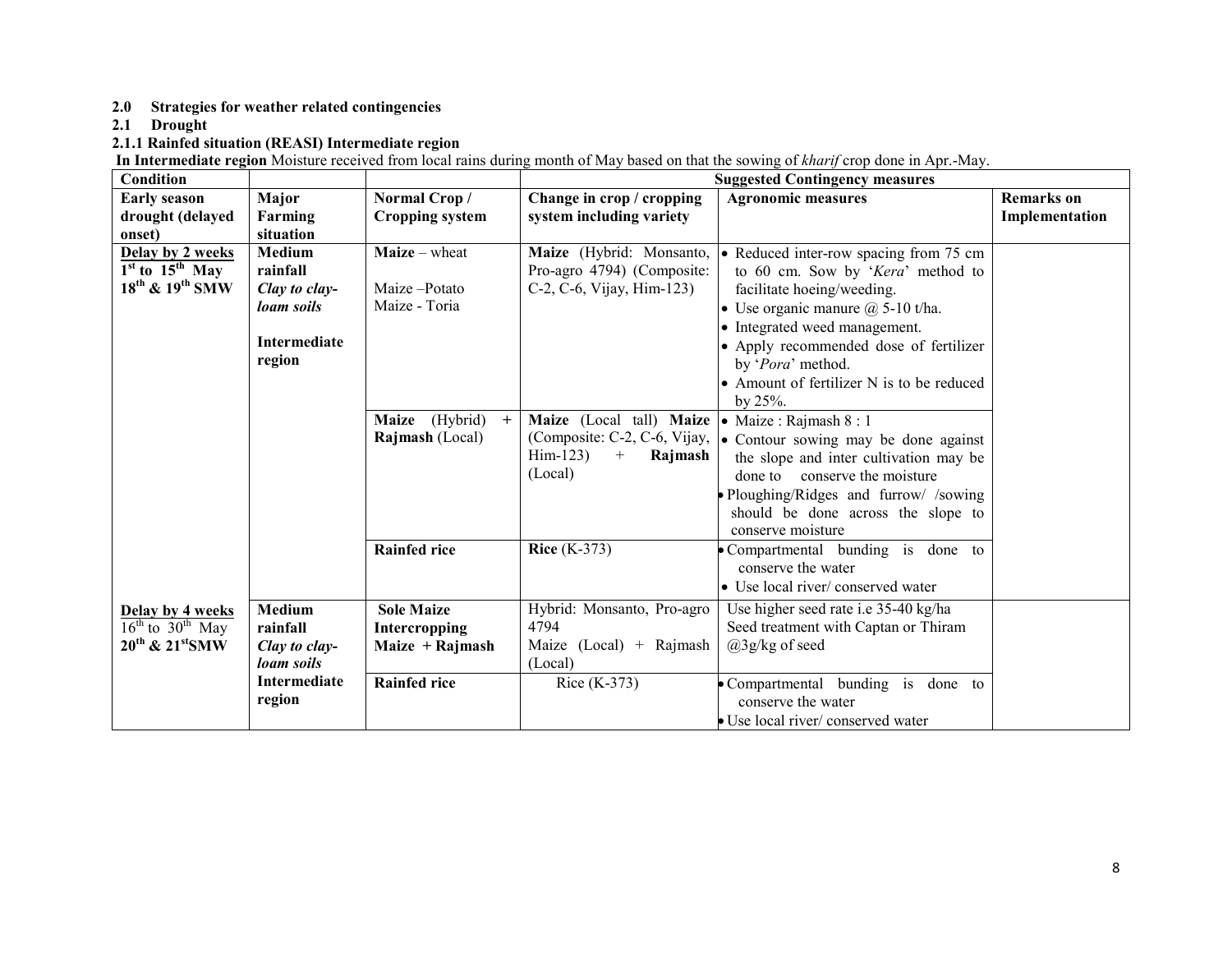**2.0 Strategies for weather related contingencies**

**2.1 Drought**

**2.1.1 Rainfed situation (REASI) Intermediate region**

**In Intermediate region** Moisture received from local rains during month of May based on that the sowing of *kharif* crop done in Apr.-May.

| Condition | | | Suggested Contingency measures | | |
|---|---|---|---|---|---|
| **Early season drought (delayed onset)** | **Major Farming situation** | **Normal Crop / Cropping system** | **Change in crop / cropping system including variety** | **Agronomic measures** | **Remarks on Implementation** |
| **Delay by 2 weeks** **1st to 15th May** **18th & 19th SMW** | **Medium rainfall** ***Clay to clay-loam soils*** **Intermediate region** | **Maize** – wheat<br><br>Maize –Potato<br>Maize - Toria | **Maize** (Hybrid: Monsanto, Pro-agro 4794) (Composite: C-2, C-6, Vijay, Him-123) | • Reduced inter-row spacing from 75 cm to 60 cm. Sow by '*Kera*' method to facilitate hoeing/weeding.<br>• Use organic manure @ 5-10 t/ha.<br>• Integrated weed management.<br>• Apply recommended dose of fertilizer by '*Pora*' method.<br>• Amount of fertilizer N is to be reduced by 25%. | |
| | | **Maize** (Hybrid) + **Rajmash** (Local) | **Maize** (Local tall) **Maize** (Composite: C-2, C-6, Vijay, Him-123) + **Rajmash** (Local) | • Maize : Rajmash 8 : 1<br>• Contour sowing may be done against the slope and inter cultivation may be done to conserve the moisture<br>• Ploughing/Ridges and furrow/ /sowing should be done across the slope to conserve moisture | |
| | | **Rainfed rice** | **Rice** (K-373) | • Compartmental bunding is done to conserve the water<br>• Use local river/ conserved water | |
| **Delay by 4 weeks** **16th to 30th May** **20th & 21st SMW** | **Medium rainfall** ***Clay to clay-loam soils*** **Intermediate region** | **Sole Maize**<br>**Intercropping**<br>**Maize + Rajmash** | Hybrid: Monsanto, Pro-agro 4794<br>Maize (Local) + Rajmash (Local) | Use higher seed rate i.e 35-40 kg/ha<br>Seed treatment with Captan or Thiram @3g/kg of seed | |
| | | **Rainfed rice** | Rice (K-373) | • Compartmental bunding is done to conserve the water<br>• Use local river/ conserved water | |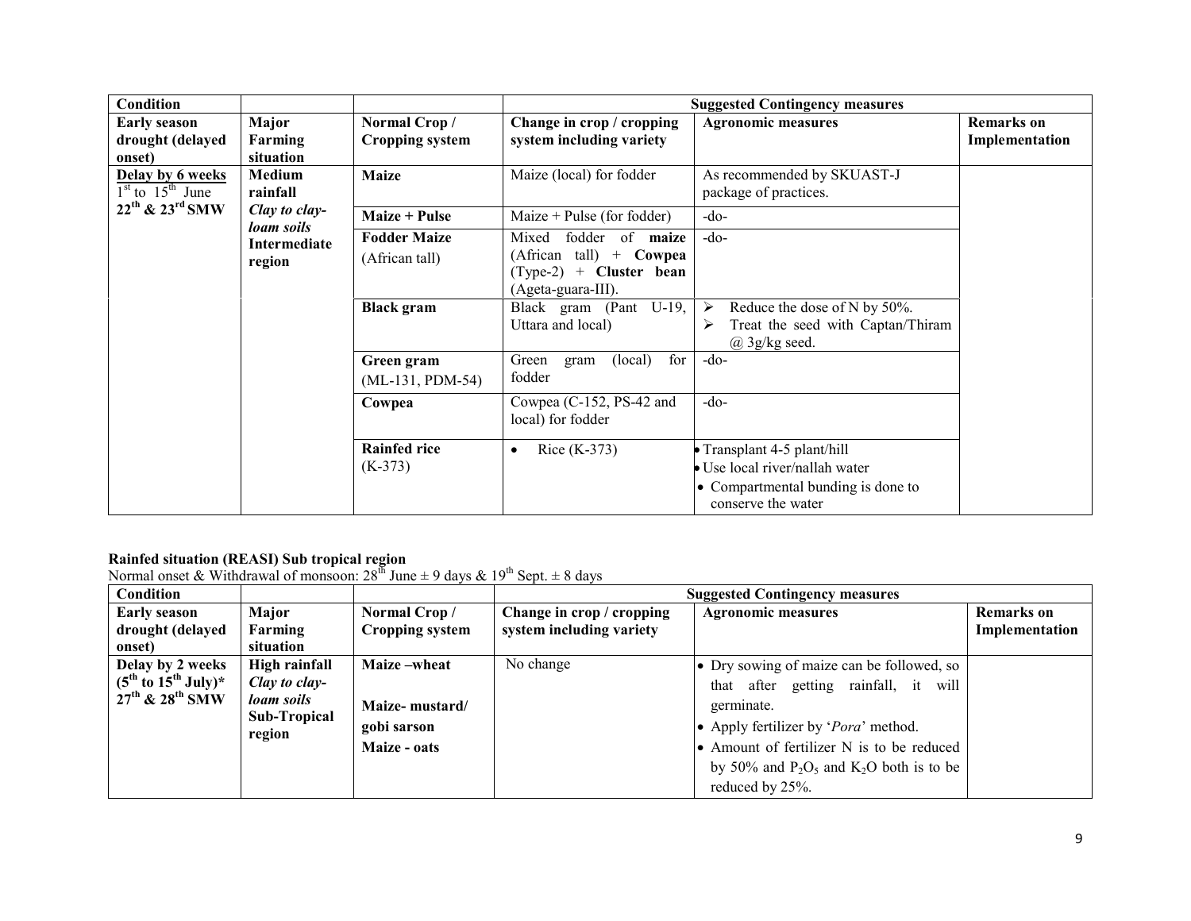| Condition | | | Suggested Contingency measures | | |
|---|---|---|---|---|---|
| **Early season drought (delayed onset)** | **Major Farming situation** | **Normal Crop / Cropping system** | **Change in crop / cropping system including variety** | **Agronomic measures** | **Remarks on Implementation** |
| **Delay by 6 weeks** 1st to 15th June **22nd & 23rd SMW** | **Medium rainfall** *Clay to clay-loam soils* **Intermediate region** | **Maize** | Maize (local) for fodder | As recommended by SKUAST-J package of practices. | |
| | | **Maize + Pulse** | Maize + Pulse (for fodder) | -do- | |
| | | **Fodder Maize** (African tall) | Mixed fodder of **maize** (African tall) + **Cowpea** (Type-2) + **Cluster bean** (Ageta-guara-III). | -do- | |
| | | **Black gram** | Black gram (Pant U-19, Uttara and local) | ➢ Reduce the dose of N by 50%.<br>➢ Treat the seed with Captan/Thiram @ 3g/kg seed. | |
| | | **Green gram** (ML-131, PDM-54) | Green gram (local) for fodder | -do- | |
| | | **Cowpea** | Cowpea (C-152, PS-42 and local) for fodder | -do- | |
| | | **Rainfed rice** (K-373) | • Rice (K-373) | • Transplant 4-5 plant/hill<br>• Use local river/nallah water<br>• Compartmental bunding is done to conserve the water | |

**Rainfed situation (REASI) Sub tropical region**

Normal onset & Withdrawal of monsoon: 28th June ± 9 days & 19th Sept. ± 8 days

| Condition | | | Suggested Contingency measures | | |
|---|---|---|---|---|---|
| **Early season drought (delayed onset)** | **Major Farming situation** | **Normal Crop / Cropping system** | **Change in crop / cropping system including variety** | **Agronomic measures** | **Remarks on Implementation** |
| **Delay by 2 weeks (5th to 15th July)* 27th & 28th SMW** | **High rainfall** *Clay to clay-loam soils* **Sub-Tropical region** | **Maize –wheat**<br><br>**Maize- mustard/ gobi sarson**<br>**Maize - oats** | No change | • Dry sowing of maize can be followed, so that after getting rainfall, it will germinate.<br>• Apply fertilizer by '*Pora*' method.<br>• Amount of fertilizer N is to be reduced by 50% and $P_2O_5$ and $K_2O$ both is to be reduced by 25%. | |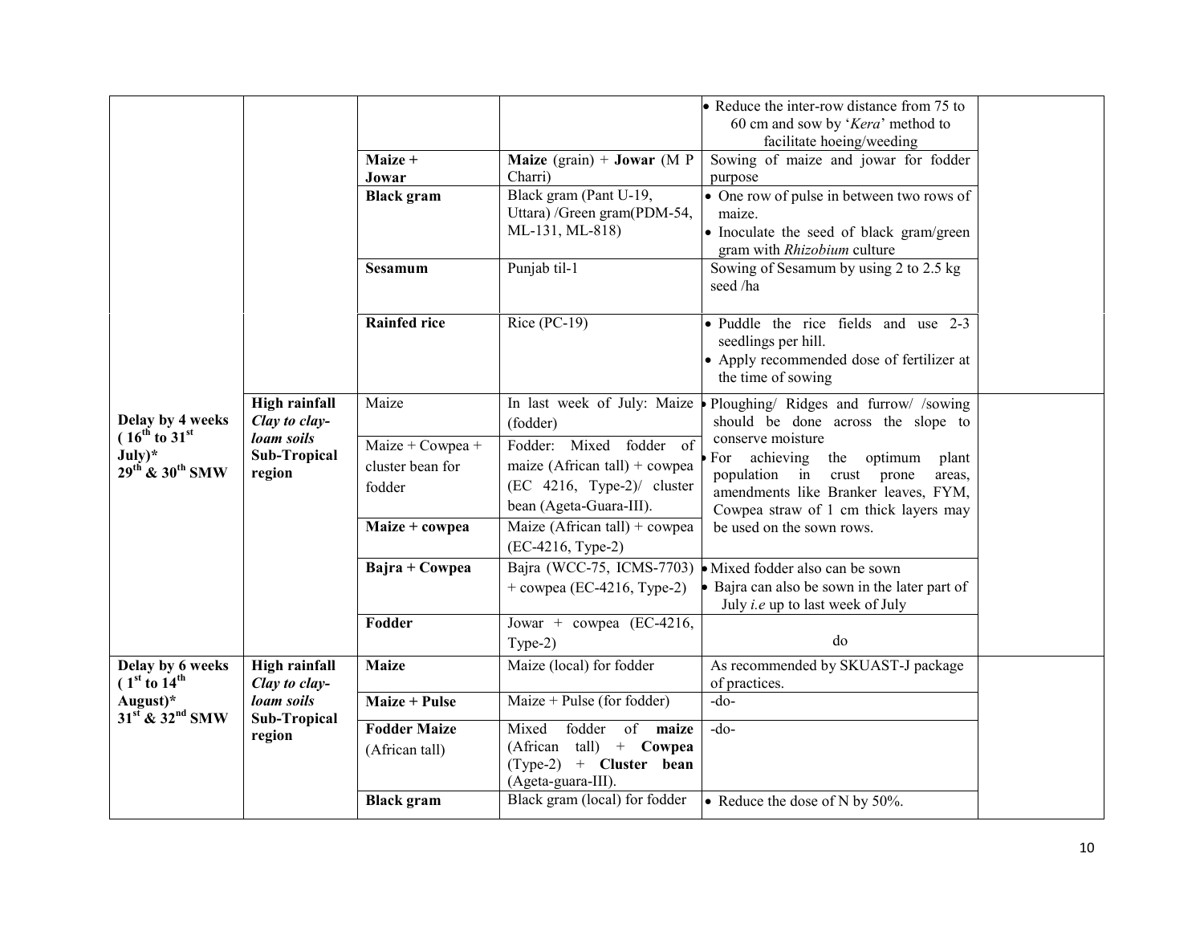| | | | | | |
|---|---|---|---|---|---|
| | | | | • Reduce the inter-row distance from 75 to 60 cm and sow by '*Kera*' method to facilitate hoeing/weeding | |
| | | **Maize + Jowar** | **Maize** (grain) + **Jowar** (M P Charri) | Sowing of maize and jowar for fodder purpose | |
| | | **Black gram** | Black gram (Pant U-19, Uttara) /Green gram(PDM-54, ML-131, ML-818) | • One row of pulse in between two rows of maize.<br>• Inoculate the seed of black gram/green gram with *Rhizobium* culture | |
| | | **Sesamum** | Punjab til-1 | Sowing of Sesamum by using 2 to 2.5 kg seed /ha | |
| | | **Rainfed rice** | Rice (PC-19) | • Puddle the rice fields and use 2-3 seedlings per hill.<br>• Apply recommended dose of fertilizer at the time of sowing | |
| **Delay by 4 weeks ( $16^{th}$ to $31^{st}$ July)* $29^{th}$ & $30^{th}$ SMW** | **High rainfall** ***Clay to clay-loam soils*** **Sub-Tropical region** | Maize | In last week of July: Maize (fodder) | • Ploughing/ Ridges and furrow/ /sowing should be done across the slope to conserve moisture<br>• For achieving the optimum plant population in crust prone areas, amendments like Branker leaves, FYM, Cowpea straw of 1 cm thick layers may be used on the sown rows. | |
| | | Maize + Cowpea + cluster bean for fodder | Fodder: Mixed fodder of maize (African tall) + cowpea (EC 4216, Type-2)/ cluster bean (Ageta-Guara-III). | | |
| | | **Maize + cowpea** | Maize (African tall) + cowpea (EC-4216, Type-2) | | |
| | | **Bajra + Cowpea** | Bajra (WCC-75, ICMS-7703) + cowpea (EC-4216, Type-2) | • Mixed fodder also can be sown<br>• Bajra can also be sown in the later part of July *i.e* up to last week of July | |
| | | **Fodder** | Jowar + cowpea (EC-4216, Type-2) | do | |
| **Delay by 6 weeks ( $1^{st}$ to $14^{th}$ August)* $31^{st}$ & $32^{nd}$ SMW** | **High rainfall** ***Clay to clay-loam soils*** **Sub-Tropical region** | **Maize** | Maize (local) for fodder | As recommended by SKUAST-J package of practices. | |
| | | **Maize + Pulse** | Maize + Pulse (for fodder) | -do- | |
| | | **Fodder Maize** (African tall) | Mixed fodder of **maize** (African tall) + **Cowpea** (Type-2) + **Cluster bean** (Ageta-guara-III). | -do- | |
| | | **Black gram** | Black gram (local) for fodder | • Reduce the dose of N by 50%. | |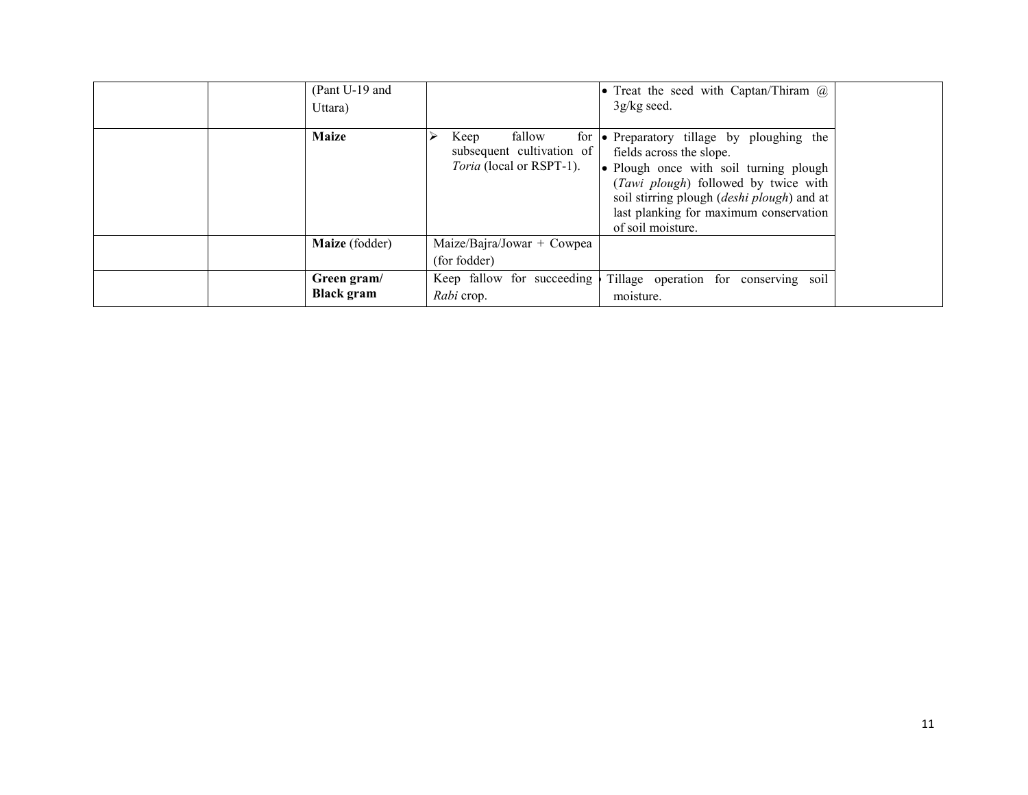| | | | | | |
|---|---|---|---|---|---|
| | | (Pant U-19 and Uttara) | | • Treat the seed with Captan/Thiram @ 3g/kg seed. | |
| | | **Maize** | ➢ Keep fallow for subsequent cultivation of *Toria* (local or RSPT-1). | • Preparatory tillage by ploughing the fields across the slope.<br>• Plough once with soil turning plough (*Tawi plough*) followed by twice with soil stirring plough (*deshi plough*) and at last planking for maximum conservation of soil moisture. | |
| | | **Maize** (fodder) | Maize/Bajra/Jowar + Cowpea (for fodder) | | |
| | | **Green gram/ Black gram** | Keep fallow for succeeding *Rabi* crop. | • Tillage operation for conserving soil moisture. | |